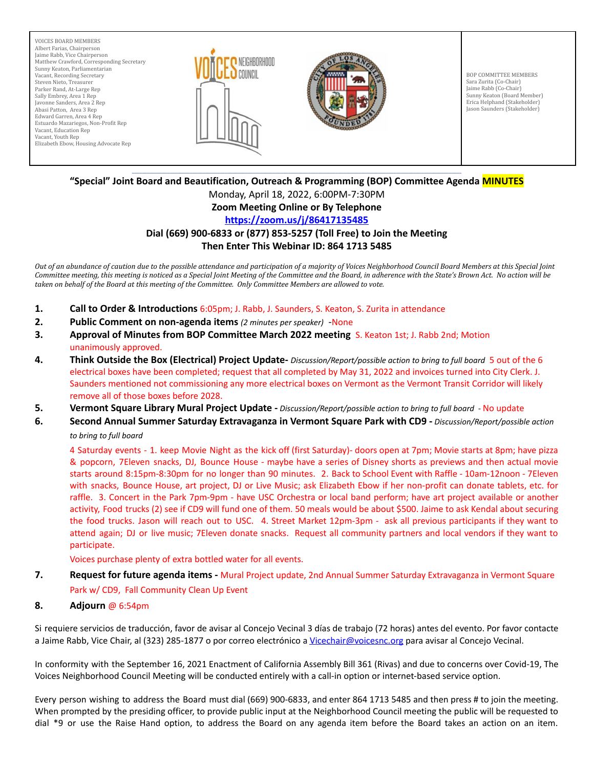VOICES BOARD MEMBERS
Albert Farias, Chairperson
Jaime Rabb, Vice Chairperson
Matthew Crawford, Corresponding Secretary
Sunny Keaton, Parliamentarian
Vacant, Recording Secretary
Steven Nieto, Treasurer
Parker Rand, At-Large Rep
Sally Embrey, Area 1 Rep
Javonne Sanders, Area 2 Rep
Abasi Patton, Area 3 Rep
Edward Garren, Area 4 Rep
Estuardo Mazariegos, Non-Profit Rep
Vacant, Education Rep
Vacant, Youth Rep
Elizabeth Ebow, Housing Advocate Rep

BOP COMMITTEE MEMBERS
Sara Zurita (Co-Chair)
Jaime Rabb (Co-Chair)
Sunny Keaton (Board Member)
Erica Helphand (Stakeholder)
Jason Saunders (Stakeholder)

**"Special" Joint Board and Beautification, Outreach & Programming (BOP) Committee Agenda MINUTES**

Monday, April 18, 2022, 6:00PM-7:30PM

**Zoom Meeting Online or By Telephone**

**https://zoom.us/j/86417135485**

**Dial (669) 900-6833 or (877) 853-5257 (Toll Free) to Join the Meeting**

**Then Enter This Webinar ID: 864 1713 5485**

*Out of an abundance of caution due to the possible attendance and participation of a majority of Voices Neighborhood Council Board Members at this Special Joint Committee meeting, this meeting is noticed as a Special Joint Meeting of the Committee and the Board, in adherence with the State's Brown Act. No action will be taken on behalf of the Board at this meeting of the Committee. Only Committee Members are allowed to vote.*

1. **Call to Order & Introductions** 6:05pm; J. Rabb, J. Saunders, S. Keaton, S. Zurita in attendance
2. **Public Comment on non-agenda items** *(2 minutes per speaker)* -None
3. **Approval of Minutes from BOP Committee March 2022 meeting** S. Keaton 1st; J. Rabb 2nd; Motion unanimously approved.
4. **Think Outside the Box (Electrical) Project Update-** *Discussion/Report/possible action to bring to full board* 5 out of the 6 electrical boxes have been completed; request that all completed by May 31, 2022 and invoices turned into City Clerk. J. Saunders mentioned not commissioning any more electrical boxes on Vermont as the Vermont Transit Corridor will likely remove all of those boxes before 2028.
5. **Vermont Square Library Mural Project Update -** *Discussion/Report/possible action to bring to full board* - No update
6. **Second Annual Summer Saturday Extravaganza in Vermont Square Park with CD9 -** *Discussion/Report/possible action to bring to full board*

   4 Saturday events - 1. keep Movie Night as the kick off (first Saturday)- doors open at 7pm; Movie starts at 8pm; have pizza & popcorn, 7Eleven snacks, DJ, Bounce House - maybe have a series of Disney shorts as previews and then actual movie starts around 8:15pm-8:30pm for no longer than 90 minutes. 2. Back to School Event with Raffle - 10am-12noon - 7Eleven with snacks, Bounce House, art project, DJ or Live Music; ask Elizabeth Ebow if her non-profit can donate tablets, etc. for raffle. 3. Concert in the Park 7pm-9pm - have USC Orchestra or local band perform; have art project available or another activity, Food trucks (2) see if CD9 will fund one of them. 50 meals would be about $500. Jaime to ask Kendal about securing the food trucks. Jason will reach out to USC. 4. Street Market 12pm-3pm - ask all previous participants if they want to attend again; DJ or live music; 7Eleven donate snacks. Request all community partners and local vendors if they want to participate.

   Voices purchase plenty of extra bottled water for all events.
7. **Request for future agenda items -** Mural Project update, 2nd Annual Summer Saturday Extravaganza in Vermont Square Park w/ CD9, Fall Community Clean Up Event
8. **Adjourn** @ 6:54pm

Si requiere servicios de traducción, favor de avisar al Concejo Vecinal 3 días de trabajo (72 horas) antes del evento. Por favor contacte a Jaime Rabb, Vice Chair, al (323) 285-1877 o por correo electrónico a Vicechair@voicesnc.org para avisar al Concejo Vecinal.

In conformity with the September 16, 2021 Enactment of California Assembly Bill 361 (Rivas) and due to concerns over Covid-19, The Voices Neighborhood Council Meeting will be conducted entirely with a call-in option or internet-based service option.

Every person wishing to address the Board must dial (669) 900-6833, and enter 864 1713 5485 and then press # to join the meeting. When prompted by the presiding officer, to provide public input at the Neighborhood Council meeting the public will be requested to dial *9 or use the Raise Hand option, to address the Board on any agenda item before the Board takes an action on an item.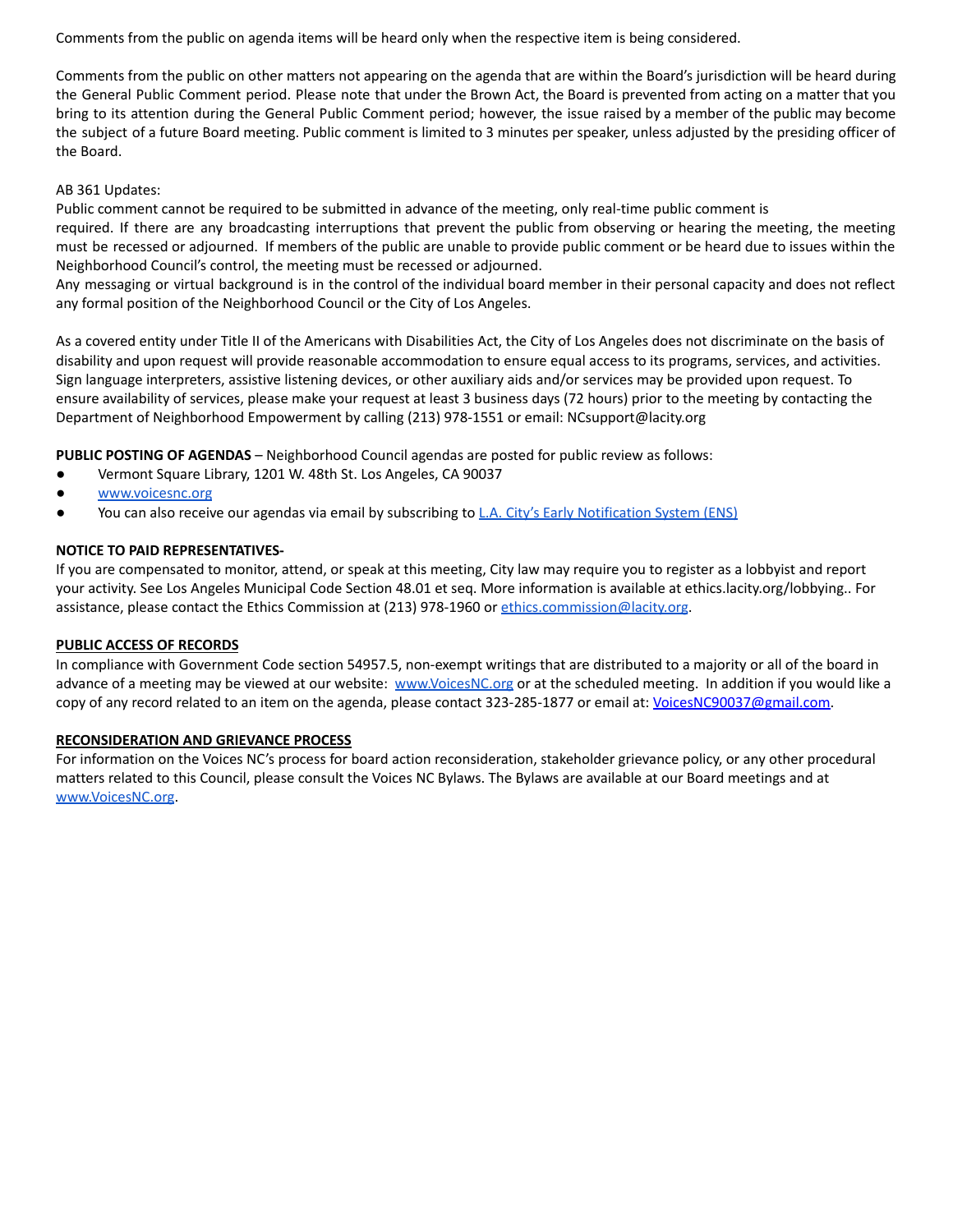Comments from the public on agenda items will be heard only when the respective item is being considered.

Comments from the public on other matters not appearing on the agenda that are within the Board's jurisdiction will be heard during the General Public Comment period. Please note that under the Brown Act, the Board is prevented from acting on a matter that you bring to its attention during the General Public Comment period; however, the issue raised by a member of the public may become the subject of a future Board meeting. Public comment is limited to 3 minutes per speaker, unless adjusted by the presiding officer of the Board.

AB 361 Updates:
Public comment cannot be required to be submitted in advance of the meeting, only real-time public comment is required. If there are any broadcasting interruptions that prevent the public from observing or hearing the meeting, the meeting must be recessed or adjourned. If members of the public are unable to provide public comment or be heard due to issues within the Neighborhood Council's control, the meeting must be recessed or adjourned.
Any messaging or virtual background is in the control of the individual board member in their personal capacity and does not reflect any formal position of the Neighborhood Council or the City of Los Angeles.

As a covered entity under Title II of the Americans with Disabilities Act, the City of Los Angeles does not discriminate on the basis of disability and upon request will provide reasonable accommodation to ensure equal access to its programs, services, and activities. Sign language interpreters, assistive listening devices, or other auxiliary aids and/or services may be provided upon request. To ensure availability of services, please make your request at least 3 business days (72 hours) prior to the meeting by contacting the Department of Neighborhood Empowerment by calling (213) 978-1551 or email: NCsupport@lacity.org

**PUBLIC POSTING OF AGENDAS** – Neighborhood Council agendas are posted for public review as follows:

- Vermont Square Library, 1201 W. 48th St. Los Angeles, CA 90037
- www.voicesnc.org
- You can also receive our agendas via email by subscribing to L.A. City's Early Notification System (ENS)

**NOTICE TO PAID REPRESENTATIVES-**
If you are compensated to monitor, attend, or speak at this meeting, City law may require you to register as a lobbyist and report your activity. See Los Angeles Municipal Code Section 48.01 et seq. More information is available at ethics.lacity.org/lobbying.. For assistance, please contact the Ethics Commission at (213) 978-1960 or ethics.commission@lacity.org.

**PUBLIC ACCESS OF RECORDS**
In compliance with Government Code section 54957.5, non-exempt writings that are distributed to a majority or all of the board in advance of a meeting may be viewed at our website: www.VoicesNC.org or at the scheduled meeting. In addition if you would like a copy of any record related to an item on the agenda, please contact 323-285-1877 or email at: VoicesNC90037@gmail.com.

**RECONSIDERATION AND GRIEVANCE PROCESS**
For information on the Voices NC's process for board action reconsideration, stakeholder grievance policy, or any other procedural matters related to this Council, please consult the Voices NC Bylaws. The Bylaws are available at our Board meetings and at www.VoicesNC.org.